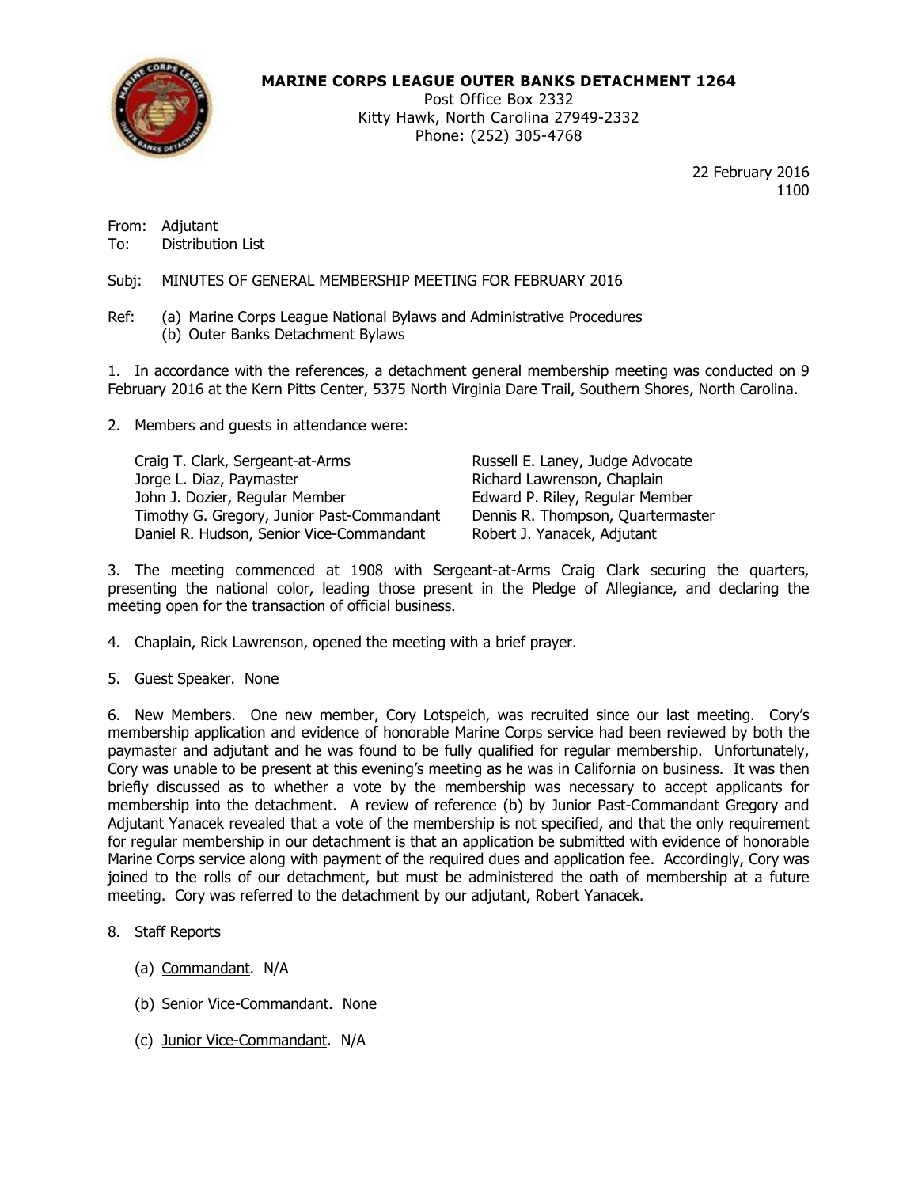**MARINE CORPS LEAGUE OUTER BANKS DETACHMENT 1264**
Post Office Box 2332
Kitty Hawk, North Carolina 27949-2332
Phone: (252) 305-4768

22 February 2016
1100

From: Adjutant
To: Distribution List

Subj: MINUTES OF GENERAL MEMBERSHIP MEETING FOR FEBRUARY 2016

Ref: (a) Marine Corps League National Bylaws and Administrative Procedures
(b) Outer Banks Detachment Bylaws

1. In accordance with the references, a detachment general membership meeting was conducted on 9 February 2016 at the Kern Pitts Center, 5375 North Virginia Dare Trail, Southern Shores, North Carolina.

2. Members and guests in attendance were:

Craig T. Clark, Sergeant-at-Arms
Jorge L. Diaz, Paymaster
John J. Dozier, Regular Member
Timothy G. Gregory, Junior Past-Commandant
Daniel R. Hudson, Senior Vice-Commandant
Russell E. Laney, Judge Advocate
Richard Lawrenson, Chaplain
Edward P. Riley, Regular Member
Dennis R. Thompson, Quartermaster
Robert J. Yanacek, Adjutant

3. The meeting commenced at 1908 with Sergeant-at-Arms Craig Clark securing the quarters, presenting the national color, leading those present in the Pledge of Allegiance, and declaring the meeting open for the transaction of official business.

4. Chaplain, Rick Lawrenson, opened the meeting with a brief prayer.

5. Guest Speaker. None

6. New Members. One new member, Cory Lotspeich, was recruited since our last meeting. Cory's membership application and evidence of honorable Marine Corps service had been reviewed by both the paymaster and adjutant and he was found to be fully qualified for regular membership. Unfortunately, Cory was unable to be present at this evening's meeting as he was in California on business. It was then briefly discussed as to whether a vote by the membership was necessary to accept applicants for membership into the detachment. A review of reference (b) by Junior Past-Commandant Gregory and Adjutant Yanacek revealed that a vote of the membership is not specified, and that the only requirement for regular membership in our detachment is that an application be submitted with evidence of honorable Marine Corps service along with payment of the required dues and application fee. Accordingly, Cory was joined to the rolls of our detachment, but must be administered the oath of membership at a future meeting. Cory was referred to the detachment by our adjutant, Robert Yanacek.

8. Staff Reports

(a) Commandant. N/A

(b) Senior Vice-Commandant. None

(c) Junior Vice-Commandant. N/A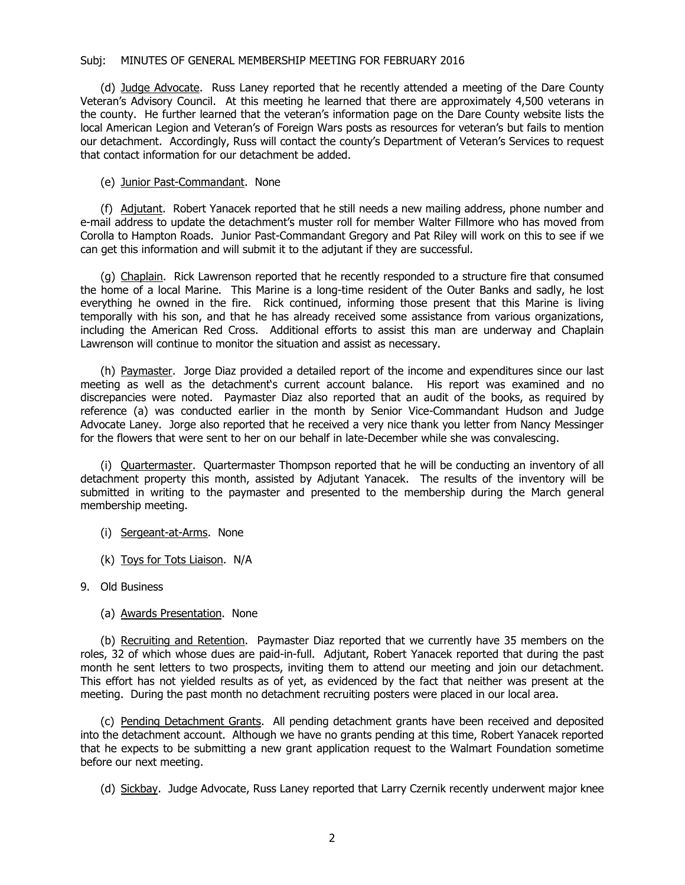Subj: MINUTES OF GENERAL MEMBERSHIP MEETING FOR FEBRUARY 2016

(d) Judge Advocate. Russ Laney reported that he recently attended a meeting of the Dare County Veteran's Advisory Council. At this meeting he learned that there are approximately 4,500 veterans in the county. He further learned that the veteran's information page on the Dare County website lists the local American Legion and Veteran's of Foreign Wars posts as resources for veteran's but fails to mention our detachment. Accordingly, Russ will contact the county's Department of Veteran's Services to request that contact information for our detachment be added.

(e) Junior Past-Commandant. None

(f) Adjutant. Robert Yanacek reported that he still needs a new mailing address, phone number and e-mail address to update the detachment's muster roll for member Walter Fillmore who has moved from Corolla to Hampton Roads. Junior Past-Commandant Gregory and Pat Riley will work on this to see if we can get this information and will submit it to the adjutant if they are successful.

(g) Chaplain. Rick Lawrenson reported that he recently responded to a structure fire that consumed the home of a local Marine. This Marine is a long-time resident of the Outer Banks and sadly, he lost everything he owned in the fire. Rick continued, informing those present that this Marine is living temporally with his son, and that he has already received some assistance from various organizations, including the American Red Cross. Additional efforts to assist this man are underway and Chaplain Lawrenson will continue to monitor the situation and assist as necessary.

(h) Paymaster. Jorge Diaz provided a detailed report of the income and expenditures since our last meeting as well as the detachment's current account balance. His report was examined and no discrepancies were noted. Paymaster Diaz also reported that an audit of the books, as required by reference (a) was conducted earlier in the month by Senior Vice-Commandant Hudson and Judge Advocate Laney. Jorge also reported that he received a very nice thank you letter from Nancy Messinger for the flowers that were sent to her on our behalf in late-December while she was convalescing.

(i) Quartermaster. Quartermaster Thompson reported that he will be conducting an inventory of all detachment property this month, assisted by Adjutant Yanacek. The results of the inventory will be submitted in writing to the paymaster and presented to the membership during the March general membership meeting.

(i) Sergeant-at-Arms. None

(k) Toys for Tots Liaison. N/A

9. Old Business

(a) Awards Presentation. None

(b) Recruiting and Retention. Paymaster Diaz reported that we currently have 35 members on the roles, 32 of which whose dues are paid-in-full. Adjutant, Robert Yanacek reported that during the past month he sent letters to two prospects, inviting them to attend our meeting and join our detachment. This effort has not yielded results as of yet, as evidenced by the fact that neither was present at the meeting. During the past month no detachment recruiting posters were placed in our local area.

(c) Pending Detachment Grants. All pending detachment grants have been received and deposited into the detachment account. Although we have no grants pending at this time, Robert Yanacek reported that he expects to be submitting a new grant application request to the Walmart Foundation sometime before our next meeting.

(d) Sickbay. Judge Advocate, Russ Laney reported that Larry Czernik recently underwent major knee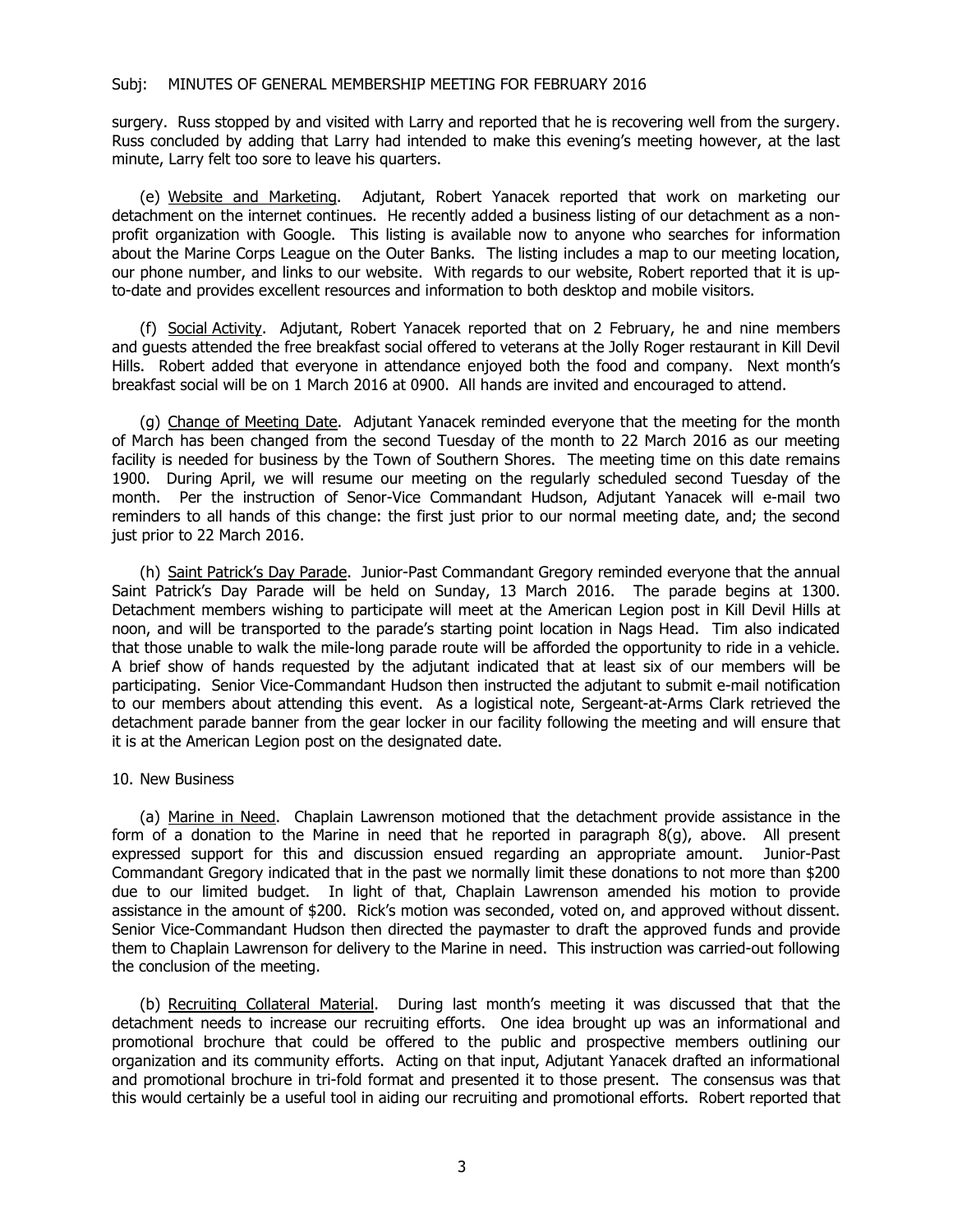surgery. Russ stopped by and visited with Larry and reported that he is recovering well from the surgery. Russ concluded by adding that Larry had intended to make this evening's meeting however, at the last minute, Larry felt too sore to leave his quarters.

(e) Website and Marketing. Adjutant, Robert Yanacek reported that work on marketing our detachment on the internet continues. He recently added a business listing of our detachment as a non-profit organization with Google. This listing is available now to anyone who searches for information about the Marine Corps League on the Outer Banks. The listing includes a map to our meeting location, our phone number, and links to our website. With regards to our website, Robert reported that it is up-to-date and provides excellent resources and information to both desktop and mobile visitors.

(f) Social Activity. Adjutant, Robert Yanacek reported that on 2 February, he and nine members and guests attended the free breakfast social offered to veterans at the Jolly Roger restaurant in Kill Devil Hills. Robert added that everyone in attendance enjoyed both the food and company. Next month's breakfast social will be on 1 March 2016 at 0900. All hands are invited and encouraged to attend.

(g) Change of Meeting Date. Adjutant Yanacek reminded everyone that the meeting for the month of March has been changed from the second Tuesday of the month to 22 March 2016 as our meeting facility is needed for business by the Town of Southern Shores. The meeting time on this date remains 1900. During April, we will resume our meeting on the regularly scheduled second Tuesday of the month. Per the instruction of Senor-Vice Commandant Hudson, Adjutant Yanacek will e-mail two reminders to all hands of this change: the first just prior to our normal meeting date, and; the second just prior to 22 March 2016.

(h) Saint Patrick's Day Parade. Junior-Past Commandant Gregory reminded everyone that the annual Saint Patrick's Day Parade will be held on Sunday, 13 March 2016. The parade begins at 1300. Detachment members wishing to participate will meet at the American Legion post in Kill Devil Hills at noon, and will be transported to the parade's starting point location in Nags Head. Tim also indicated that those unable to walk the mile-long parade route will be afforded the opportunity to ride in a vehicle. A brief show of hands requested by the adjutant indicated that at least six of our members will be participating. Senior Vice-Commandant Hudson then instructed the adjutant to submit e-mail notification to our members about attending this event. As a logistical note, Sergeant-at-Arms Clark retrieved the detachment parade banner from the gear locker in our facility following the meeting and will ensure that it is at the American Legion post on the designated date.

10. New Business

(a) Marine in Need. Chaplain Lawrenson motioned that the detachment provide assistance in the form of a donation to the Marine in need that he reported in paragraph 8(g), above. All present expressed support for this and discussion ensued regarding an appropriate amount. Junior-Past Commandant Gregory indicated that in the past we normally limit these donations to not more than $200 due to our limited budget. In light of that, Chaplain Lawrenson amended his motion to provide assistance in the amount of $200. Rick's motion was seconded, voted on, and approved without dissent. Senior Vice-Commandant Hudson then directed the paymaster to draft the approved funds and provide them to Chaplain Lawrenson for delivery to the Marine in need. This instruction was carried-out following the conclusion of the meeting.

(b) Recruiting Collateral Material. During last month's meeting it was discussed that that the detachment needs to increase our recruiting efforts. One idea brought up was an informational and promotional brochure that could be offered to the public and prospective members outlining our organization and its community efforts. Acting on that input, Adjutant Yanacek drafted an informational and promotional brochure in tri-fold format and presented it to those present. The consensus was that this would certainly be a useful tool in aiding our recruiting and promotional efforts. Robert reported that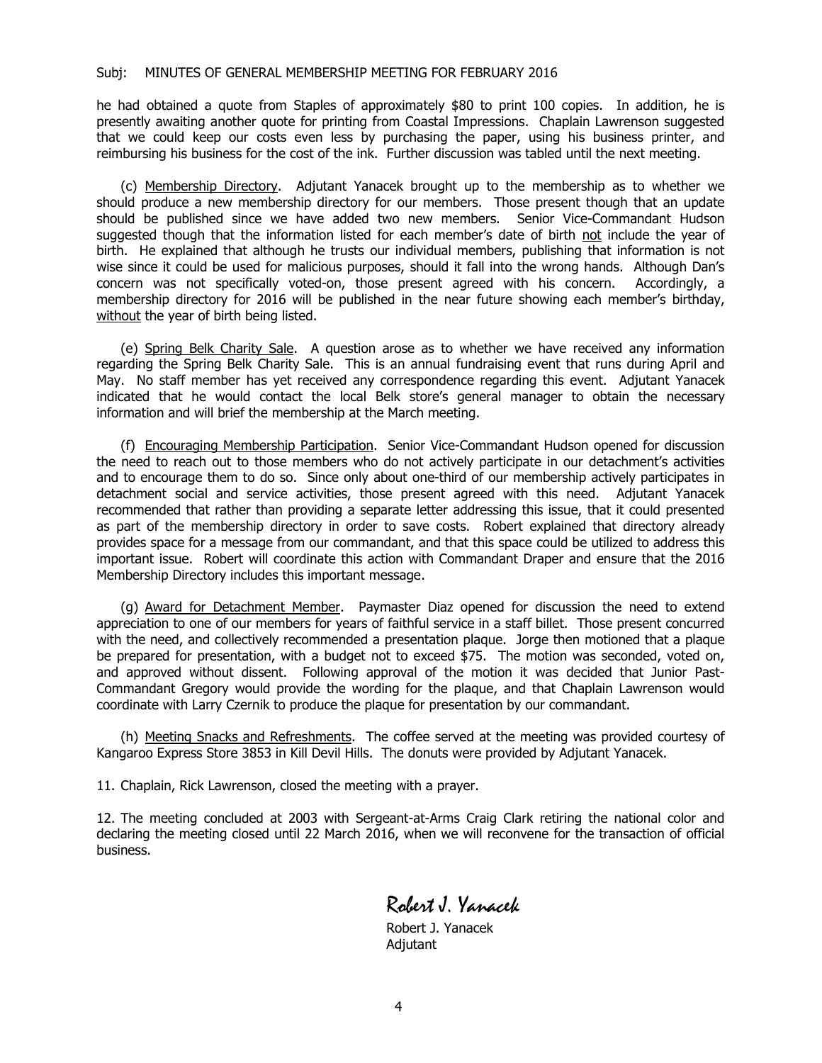Subj: MINUTES OF GENERAL MEMBERSHIP MEETING FOR FEBRUARY 2016

he had obtained a quote from Staples of approximately $80 to print 100 copies. In addition, he is presently awaiting another quote for printing from Coastal Impressions. Chaplain Lawrenson suggested that we could keep our costs even less by purchasing the paper, using his business printer, and reimbursing his business for the cost of the ink. Further discussion was tabled until the next meeting.

(c) Membership Directory. Adjutant Yanacek brought up to the membership as to whether we should produce a new membership directory for our members. Those present though that an update should be published since we have added two new members. Senior Vice-Commandant Hudson suggested though that the information listed for each member's date of birth not include the year of birth. He explained that although he trusts our individual members, publishing that information is not wise since it could be used for malicious purposes, should it fall into the wrong hands. Although Dan's concern was not specifically voted-on, those present agreed with his concern. Accordingly, a membership directory for 2016 will be published in the near future showing each member's birthday, without the year of birth being listed.

(e) Spring Belk Charity Sale. A question arose as to whether we have received any information regarding the Spring Belk Charity Sale. This is an annual fundraising event that runs during April and May. No staff member has yet received any correspondence regarding this event. Adjutant Yanacek indicated that he would contact the local Belk store's general manager to obtain the necessary information and will brief the membership at the March meeting.

(f) Encouraging Membership Participation. Senior Vice-Commandant Hudson opened for discussion the need to reach out to those members who do not actively participate in our detachment's activities and to encourage them to do so. Since only about one-third of our membership actively participates in detachment social and service activities, those present agreed with this need. Adjutant Yanacek recommended that rather than providing a separate letter addressing this issue, that it could presented as part of the membership directory in order to save costs. Robert explained that directory already provides space for a message from our commandant, and that this space could be utilized to address this important issue. Robert will coordinate this action with Commandant Draper and ensure that the 2016 Membership Directory includes this important message.

(g) Award for Detachment Member. Paymaster Diaz opened for discussion the need to extend appreciation to one of our members for years of faithful service in a staff billet. Those present concurred with the need, and collectively recommended a presentation plaque. Jorge then motioned that a plaque be prepared for presentation, with a budget not to exceed $75. The motion was seconded, voted on, and approved without dissent. Following approval of the motion it was decided that Junior Past-Commandant Gregory would provide the wording for the plaque, and that Chaplain Lawrenson would coordinate with Larry Czernik to produce the plaque for presentation by our commandant.

(h) Meeting Snacks and Refreshments. The coffee served at the meeting was provided courtesy of Kangaroo Express Store 3853 in Kill Devil Hills. The donuts were provided by Adjutant Yanacek.

11. Chaplain, Rick Lawrenson, closed the meeting with a prayer.

12. The meeting concluded at 2003 with Sergeant-at-Arms Craig Clark retiring the national color and declaring the meeting closed until 22 March 2016, when we will reconvene for the transaction of official business.

*Robert J. Yanacek*

Robert J. Yanacek
Adjutant